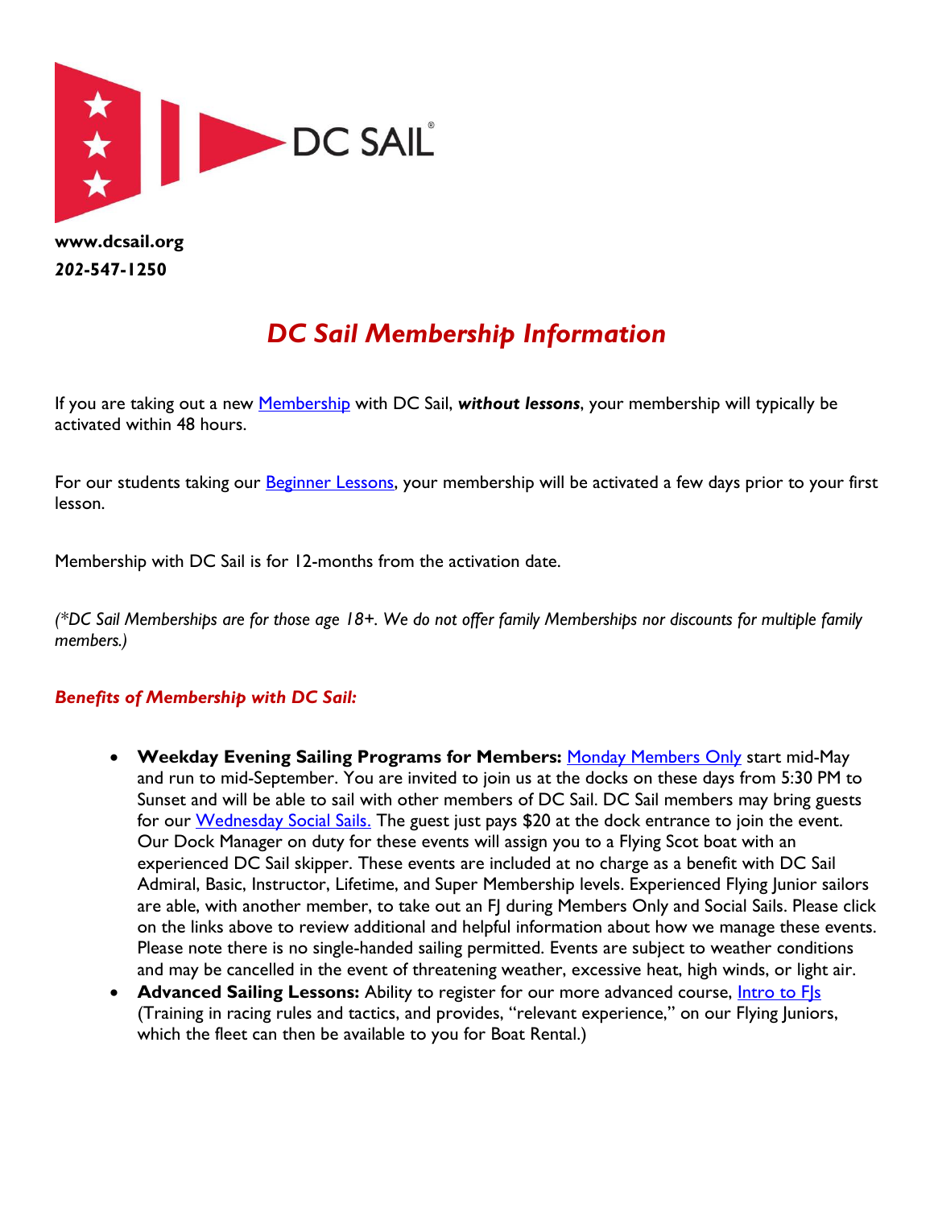DC SAIL®

**www.dcsail.org**
***202-547-1250***

# *DC Sail Membership Information*

If you are taking out a new Membership with DC Sail, ***without lessons***, your membership will typically be activated within 48 hours.

For our students taking our Beginner Lessons, your membership will be activated a few days prior to your first lesson.

Membership with DC Sail is for 12-months from the activation date.

*(\*DC Sail Memberships are for those age 18+. We do not offer family Memberships nor discounts for multiple family members.)*

## *Benefits of Membership with DC Sail:*

- **Weekday Evening Sailing Programs for Members:** Monday Members Only start mid-May and run to mid-September. You are invited to join us at the docks on these days from 5:30 PM to Sunset and will be able to sail with other members of DC Sail. DC Sail members may bring guests for our Wednesday Social Sails. The guest just pays $20 at the dock entrance to join the event. Our Dock Manager on duty for these events will assign you to a Flying Scot boat with an experienced DC Sail skipper. These events are included at no charge as a benefit with DC Sail Admiral, Basic, Instructor, Lifetime, and Super Membership levels. Experienced Flying Junior sailors are able, with another member, to take out an FJ during Members Only and Social Sails. Please click on the links above to review additional and helpful information about how we manage these events. Please note there is no single-handed sailing permitted. Events are subject to weather conditions and may be cancelled in the event of threatening weather, excessive heat, high winds, or light air.
- **Advanced Sailing Lessons:** Ability to register for our more advanced course, Intro to FJs (Training in racing rules and tactics, and provides, "relevant experience," on our Flying Juniors, which the fleet can then be available to you for Boat Rental.)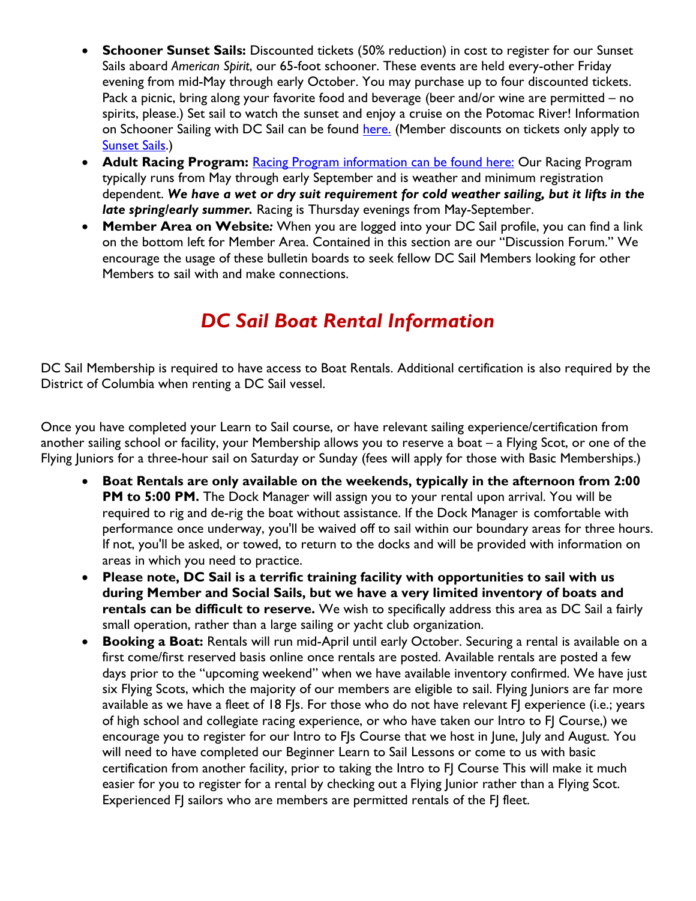- **Schooner Sunset Sails:** Discounted tickets (50% reduction) in cost to register for our Sunset Sails aboard *American Spirit*, our 65-foot schooner. These events are held every-other Friday evening from mid-May through early October. You may purchase up to four discounted tickets. Pack a picnic, bring along your favorite food and beverage (beer and/or wine are permitted – no spirits, please.) Set sail to watch the sunset and enjoy a cruise on the Potomac River! Information on Schooner Sailing with DC Sail can be found here. (Member discounts on tickets only apply to Sunset Sails.)
- **Adult Racing Program:** Racing Program information can be found here: Our Racing Program typically runs from May through early September and is weather and minimum registration dependent. ***We have a wet or dry suit requirement for cold weather sailing, but it lifts in the late spring/early summer.*** Racing is Thursday evenings from May-September.
- **Member Area on Website:** When you are logged into your DC Sail profile, you can find a link on the bottom left for Member Area. Contained in this section are our "Discussion Forum." We encourage the usage of these bulletin boards to seek fellow DC Sail Members looking for other Members to sail with and make connections.

# *DC Sail Boat Rental Information*

DC Sail Membership is required to have access to Boat Rentals. Additional certification is also required by the District of Columbia when renting a DC Sail vessel.

Once you have completed your Learn to Sail course, or have relevant sailing experience/certification from another sailing school or facility, your Membership allows you to reserve a boat – a Flying Scot, or one of the Flying Juniors for a three-hour sail on Saturday or Sunday (fees will apply for those with Basic Memberships.)

- **Boat Rentals are only available on the weekends, typically in the afternoon from 2:00 PM to 5:00 PM.** The Dock Manager will assign you to your rental upon arrival. You will be required to rig and de-rig the boat without assistance. If the Dock Manager is comfortable with performance once underway, you'll be waived off to sail within our boundary areas for three hours. If not, you'll be asked, or towed, to return to the docks and will be provided with information on areas in which you need to practice.
- **Please note, DC Sail is a terrific training facility with opportunities to sail with us during Member and Social Sails, but we have a very limited inventory of boats and rentals can be difficult to reserve.** We wish to specifically address this area as DC Sail a fairly small operation, rather than a large sailing or yacht club organization.
- **Booking a Boat:** Rentals will run mid-April until early October. Securing a rental is available on a first come/first reserved basis online once rentals are posted. Available rentals are posted a few days prior to the "upcoming weekend" when we have available inventory confirmed. We have just six Flying Scots, which the majority of our members are eligible to sail. Flying Juniors are far more available as we have a fleet of 18 FJs. For those who do not have relevant FJ experience (i.e.; years of high school and collegiate racing experience, or who have taken our Intro to FJ Course,) we encourage you to register for our Intro to FJs Course that we host in June, July and August. You will need to have completed our Beginner Learn to Sail Lessons or come to us with basic certification from another facility, prior to taking the Intro to FJ Course This will make it much easier for you to register for a rental by checking out a Flying Junior rather than a Flying Scot. Experienced FJ sailors who are members are permitted rentals of the FJ fleet.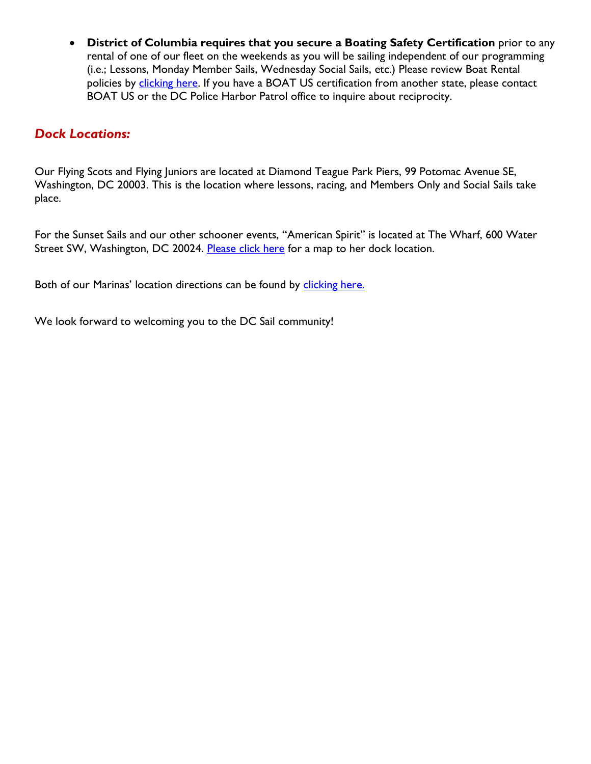- **District of Columbia requires that you secure a Boating Safety Certification** prior to any rental of one of our fleet on the weekends as you will be sailing independent of our programming (i.e.; Lessons, Monday Member Sails, Wednesday Social Sails, etc.) Please review Boat Rental policies by clicking here. If you have a BOAT US certification from another state, please contact BOAT US or the DC Police Harbor Patrol office to inquire about reciprocity.

## ***Dock Locations:***

Our Flying Scots and Flying Juniors are located at Diamond Teague Park Piers, 99 Potomac Avenue SE, Washington, DC 20003. This is the location where lessons, racing, and Members Only and Social Sails take place.

For the Sunset Sails and our other schooner events, "American Spirit" is located at The Wharf, 600 Water Street SW, Washington, DC 20024. Please click here for a map to her dock location.

Both of our Marinas' location directions can be found by clicking here.

We look forward to welcoming you to the DC Sail community!